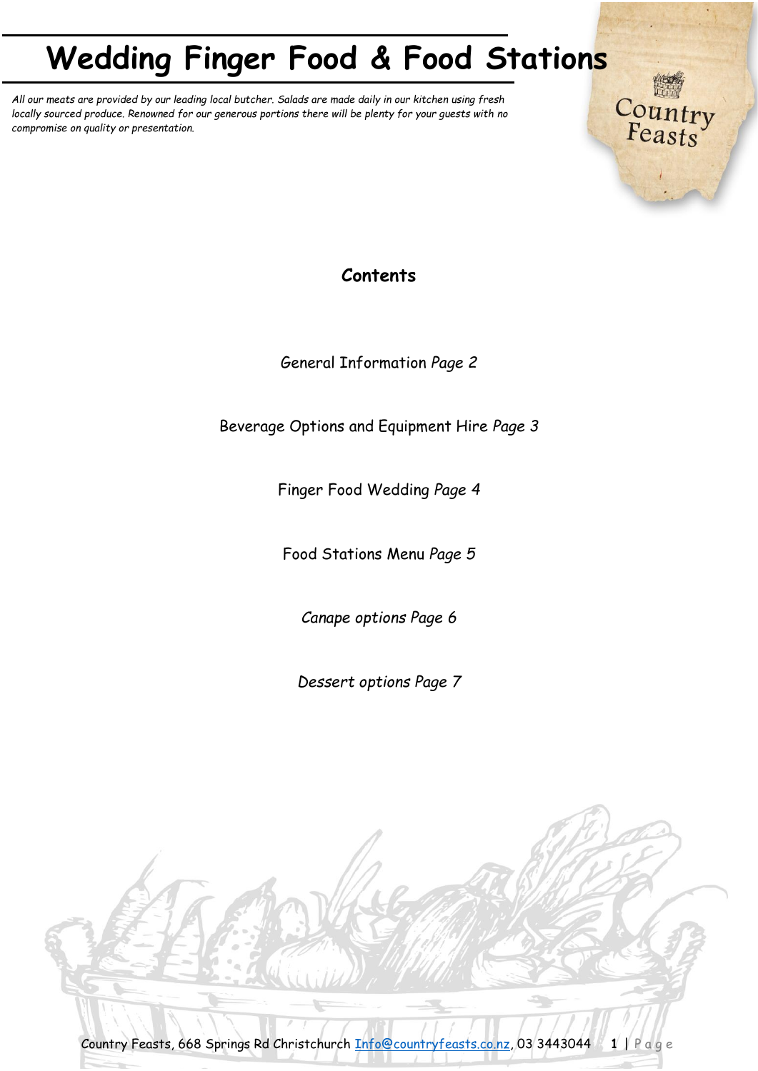# Wedding Finger Food & Food Stations

*All our meats are provided by our leading local butcher. Salads are made daily in our kitchen using fresh locally sourced produce. Renowned for our generous portions there will be plenty for your guests with no compromise on quality or presentation.*

## Contents

General Information *Page 2*

Beverage Options and Equipment Hire *Page 3*

Finger Food Wedding *Page 4*

Food Stations Menu *Page 5*

*Canape options Page 6*

*Dessert options Page 7*

Country Feasts, 668 Springs Rd Christchurch Info@countryfeasts.co.nz, 03 3443044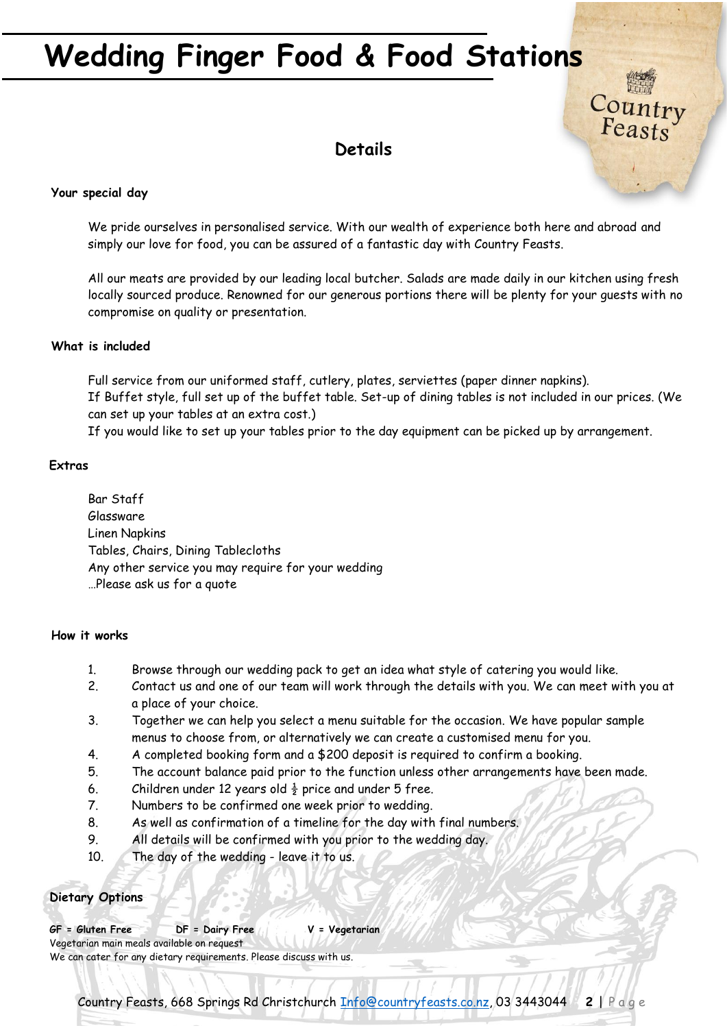# Wedding Finger Food & Food Stations

## Details

### Your special day

We pride ourselves in personalised service. With our wealth of experience both here and abroad and simply our love for food, you can be assured of a fantastic day with Country Feasts.

All our meats are provided by our leading local butcher. Salads are made daily in our kitchen using fresh locally sourced produce. Renowned for our generous portions there will be plenty for your guests with no compromise on quality or presentation.

### What is included

Full service from our uniformed staff, cutlery, plates, serviettes (paper dinner napkins).
If Buffet style, full set up of the buffet table. Set-up of dining tables is not included in our prices. (We can set up your tables at an extra cost.)
If you would like to set up your tables prior to the day equipment can be picked up by arrangement.

### Extras

Bar Staff
Glassware
Linen Napkins
Tables, Chairs, Dining Tablecloths
Any other service you may require for your wedding
…Please ask us for a quote

### How it works

1. Browse through our wedding pack to get an idea what style of catering you would like.
2. Contact us and one of our team will work through the details with you. We can meet with you at a place of your choice.
3. Together we can help you select a menu suitable for the occasion. We have popular sample menus to choose from, or alternatively we can create a customised menu for you.
4. A completed booking form and a $200 deposit is required to confirm a booking.
5. The account balance paid prior to the function unless other arrangements have been made.
6. Children under 12 years old ½ price and under 5 free.
7. Numbers to be confirmed one week prior to wedding.
8. As well as confirmation of a timeline for the day with final numbers.
9. All details will be confirmed with you prior to the wedding day.
10. The day of the wedding - leave it to us.

### Dietary Options

**GF = Gluten Free** **DF = Dairy Free** **V = Vegetarian**
Vegetarian main meals available on request
We can cater for any dietary requirements. Please discuss with us.

Country Feasts, 668 Springs Rd Christchurch Info@countryfeasts.co.nz, 03 3443044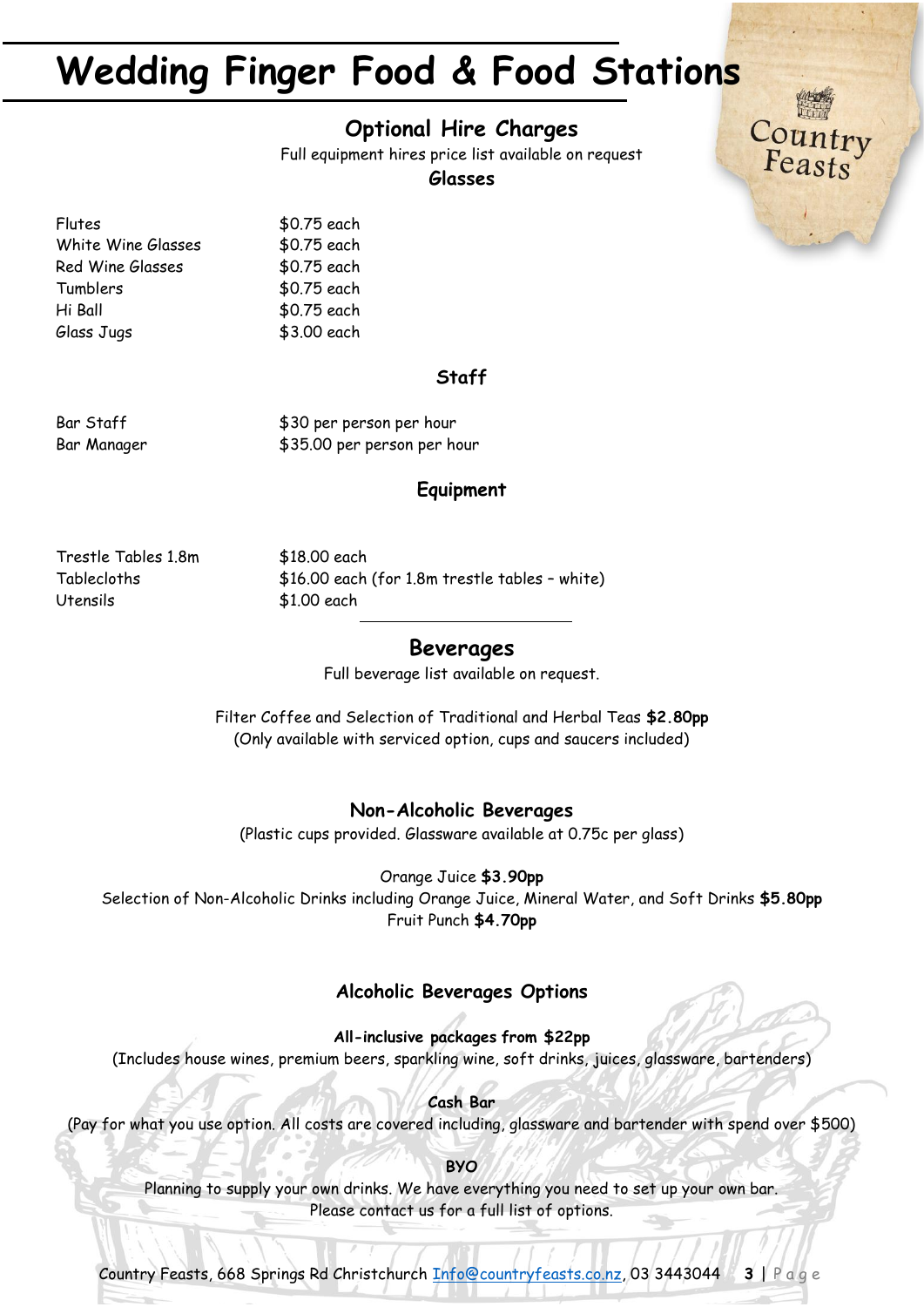# Wedding Finger Food & Food Stations

## Optional Hire Charges

Full equipment hires price list available on request

### Glasses

| | |
|---|---|
| Flutes | $0.75 each |
| White Wine Glasses | $0.75 each |
| Red Wine Glasses | $0.75 each |
| Tumblers | $0.75 each |
| Hi Ball | $0.75 each |
| Glass Jugs | $3.00 each |

### Staff

| | |
|---|---|
| Bar Staff | $30 per person per hour |
| Bar Manager | $35.00 per person per hour |

### Equipment

| | |
|---|---|
| Trestle Tables 1.8m | $18.00 each |
| Tablecloths | $16.00 each (for 1.8m trestle tables – white) |
| Utensils | $1.00 each |

---

## Beverages

Full beverage list available on request.

Filter Coffee and Selection of Traditional and Herbal Teas **$2.80pp**
(Only available with serviced option, cups and saucers included)

### Non-Alcoholic Beverages

(Plastic cups provided. Glassware available at 0.75c per glass)

Orange Juice **$3.90pp**
Selection of Non-Alcoholic Drinks including Orange Juice, Mineral Water, and Soft Drinks **$5.80pp**
Fruit Punch **$4.70pp**

### Alcoholic Beverages Options

**All-inclusive packages from $22pp**
(Includes house wines, premium beers, sparkling wine, soft drinks, juices, glassware, bartenders)

**Cash Bar**
(Pay for what you use option. All costs are covered including, glassware and bartender with spend over $500)

**BYO**
Planning to supply your own drinks. We have everything you need to set up your own bar.
Please contact us for a full list of options.

Country Feasts, 668 Springs Rd Christchurch Info@countryfeasts.co.nz, 03 3443044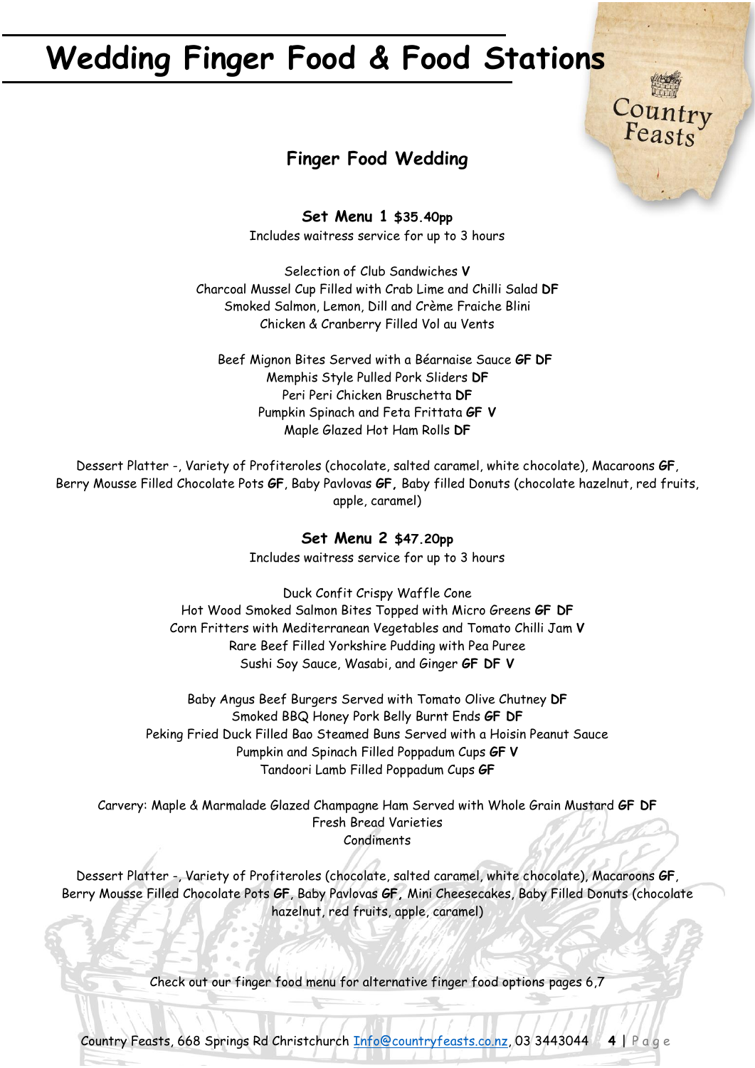# Wedding Finger Food & Food Stations

## Finger Food Wedding

### Set Menu 1 $35.40pp

Includes waitress service for up to 3 hours

Selection of Club Sandwiches **V**
Charcoal Mussel Cup Filled with Crab Lime and Chilli Salad **DF**
Smoked Salmon, Lemon, Dill and Crème Fraiche Blini
Chicken & Cranberry Filled Vol au Vents

Beef Mignon Bites Served with a Béarnaise Sauce **GF DF**
Memphis Style Pulled Pork Sliders **DF**
Peri Peri Chicken Bruschetta **DF**
Pumpkin Spinach and Feta Frittata **GF V**
Maple Glazed Hot Ham Rolls **DF**

Dessert Platter -, Variety of Profiteroles (chocolate, salted caramel, white chocolate), Macaroons **GF**, Berry Mousse Filled Chocolate Pots **GF**, Baby Pavlovas **GF,** Baby filled Donuts (chocolate hazelnut, red fruits, apple, caramel)

### Set Menu 2 $47.20pp

Includes waitress service for up to 3 hours

Duck Confit Crispy Waffle Cone
Hot Wood Smoked Salmon Bites Topped with Micro Greens **GF DF**
Corn Fritters with Mediterranean Vegetables and Tomato Chilli Jam **V**
Rare Beef Filled Yorkshire Pudding with Pea Puree
Sushi Soy Sauce, Wasabi, and Ginger **GF DF V**

Baby Angus Beef Burgers Served with Tomato Olive Chutney **DF**
Smoked BBQ Honey Pork Belly Burnt Ends **GF DF**
Peking Fried Duck Filled Bao Steamed Buns Served with a Hoisin Peanut Sauce
Pumpkin and Spinach Filled Poppadum Cups **GF V**
Tandoori Lamb Filled Poppadum Cups **GF**

Carvery: Maple & Marmalade Glazed Champagne Ham Served with Whole Grain Mustard **GF DF**
Fresh Bread Varieties
Condiments

Dessert Platter -, Variety of Profiteroles (chocolate, salted caramel, white chocolate), Macaroons **GF**, Berry Mousse Filled Chocolate Pots **GF**, Baby Pavlovas **GF,** Mini Cheesecakes, Baby Filled Donuts (chocolate hazelnut, red fruits, apple, caramel)

Check out our finger food menu for alternative finger food options pages 6,7

Country Feasts, 668 Springs Rd Christchurch Info@countryfeasts.co.nz, 03 3443044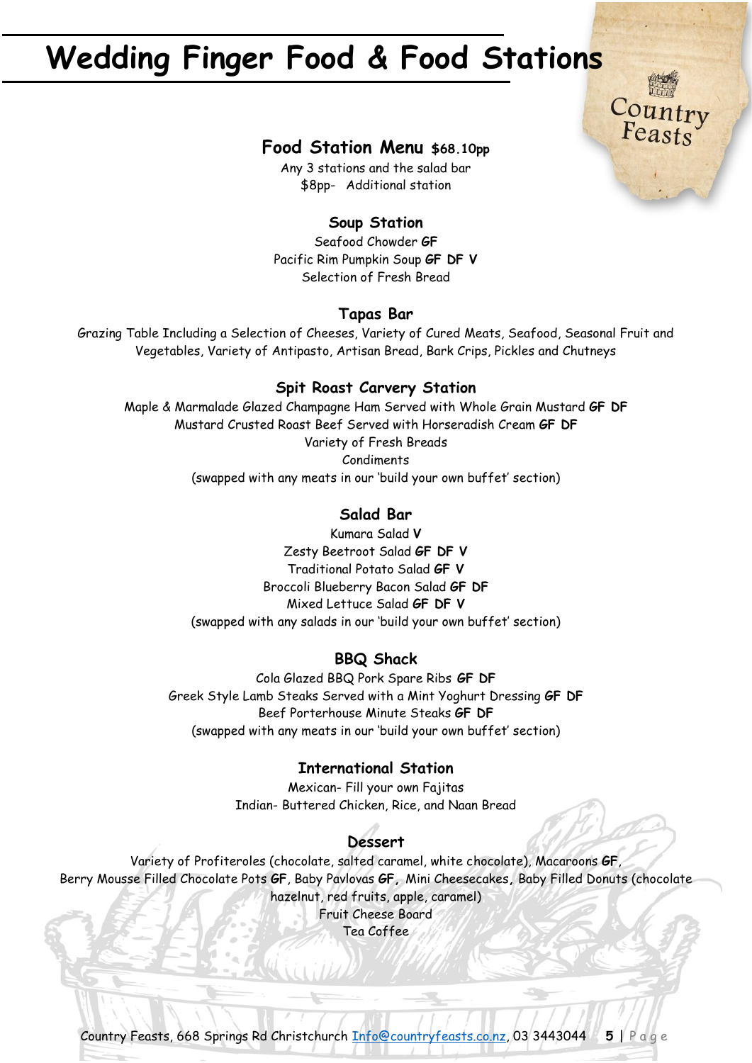# Wedding Finger Food & Food Stations

## Food Station Menu $68.10pp

Any 3 stations and the salad bar
$8pp- Additional station

### Soup Station

Seafood Chowder **GF**
Pacific Rim Pumpkin Soup **GF DF V**
Selection of Fresh Bread

### Tapas Bar

Grazing Table Including a Selection of Cheeses, Variety of Cured Meats, Seafood, Seasonal Fruit and Vegetables, Variety of Antipasto, Artisan Bread, Bark Crips, Pickles and Chutneys

### Spit Roast Carvery Station

Maple & Marmalade Glazed Champagne Ham Served with Whole Grain Mustard **GF DF**
Mustard Crusted Roast Beef Served with Horseradish Cream **GF DF**
Variety of Fresh Breads
Condiments
(swapped with any meats in our 'build your own buffet' section)

### Salad Bar

Kumara Salad **V**
Zesty Beetroot Salad **GF DF V**
Traditional Potato Salad **GF V**
Broccoli Blueberry Bacon Salad **GF DF**
Mixed Lettuce Salad **GF DF V**
(swapped with any salads in our 'build your own buffet' section)

### BBQ Shack

Cola Glazed BBQ Pork Spare Ribs **GF DF**
Greek Style Lamb Steaks Served with a Mint Yoghurt Dressing **GF DF**
Beef Porterhouse Minute Steaks **GF DF**
(swapped with any meats in our 'build your own buffet' section)

### International Station

Mexican- Fill your own Fajitas
Indian- Buttered Chicken, Rice, and Naan Bread

### Dessert

Variety of Profiteroles (chocolate, salted caramel, white chocolate), Macaroons **GF**, Berry Mousse Filled Chocolate Pots **GF**, Baby Pavlovas **GF**, Mini Cheesecakes, Baby Filled Donuts (chocolate hazelnut, red fruits, apple, caramel)
Fruit Cheese Board
Tea Coffee

Country Feasts, 668 Springs Rd Christchurch Info@countryfeasts.co.nz, 03 3443044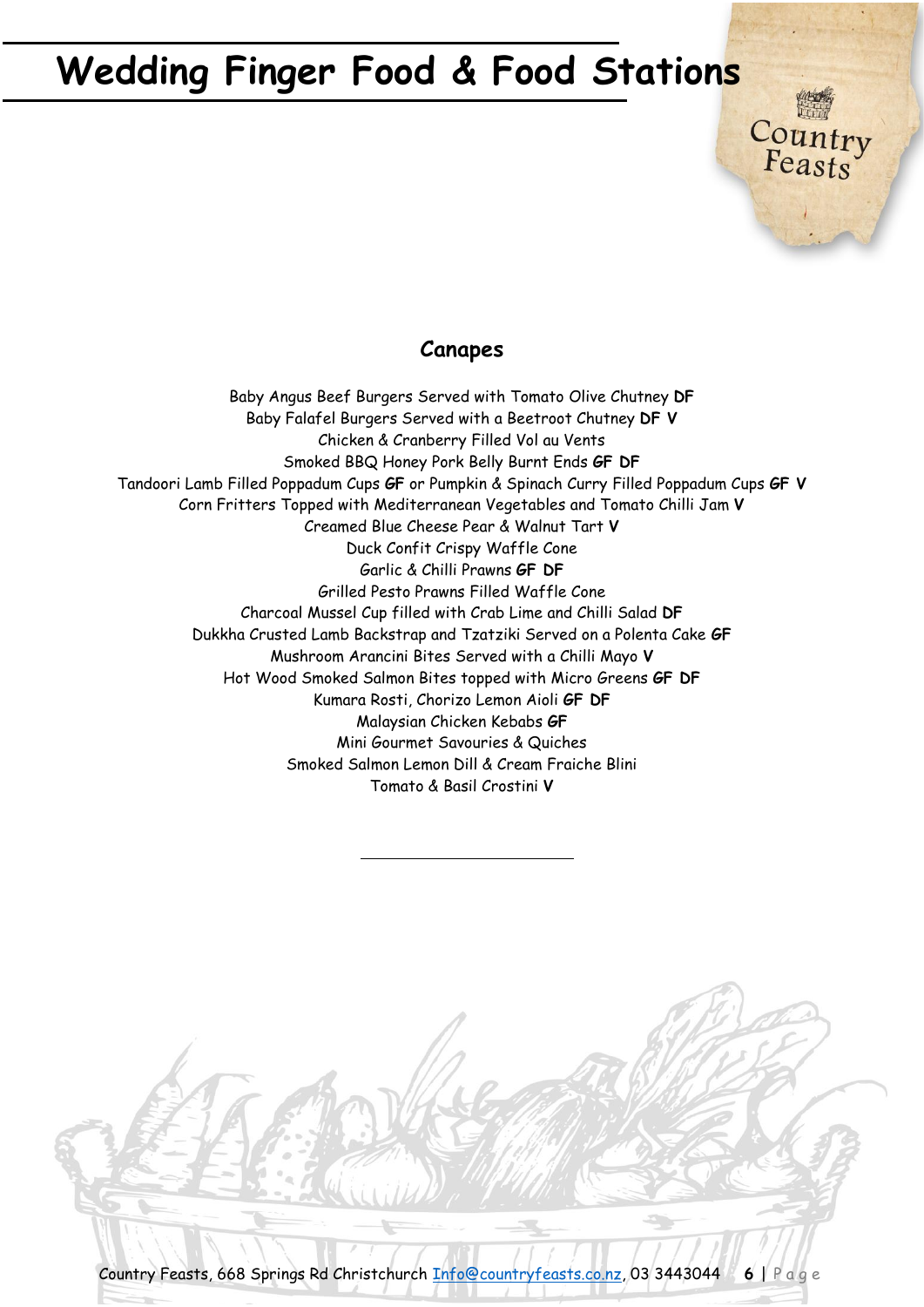# Wedding Finger Food & Food Stations

## Canapes

Baby Angus Beef Burgers Served with Tomato Olive Chutney **DF**
Baby Falafel Burgers Served with a Beetroot Chutney **DF V**
Chicken & Cranberry Filled Vol au Vents
Smoked BBQ Honey Pork Belly Burnt Ends **GF DF**
Tandoori Lamb Filled Poppadum Cups **GF** or Pumpkin & Spinach Curry Filled Poppadum Cups **GF V**
Corn Fritters Topped with Mediterranean Vegetables and Tomato Chilli Jam **V**
Creamed Blue Cheese Pear & Walnut Tart **V**
Duck Confit Crispy Waffle Cone
Garlic & Chilli Prawns **GF DF**
Grilled Pesto Prawns Filled Waffle Cone
Charcoal Mussel Cup filled with Crab Lime and Chilli Salad **DF**
Dukkha Crusted Lamb Backstrap and Tzatziki Served on a Polenta Cake **GF**
Mushroom Arancini Bites Served with a Chilli Mayo **V**
Hot Wood Smoked Salmon Bites topped with Micro Greens **GF DF**
Kumara Rosti, Chorizo Lemon Aioli **GF DF**
Malaysian Chicken Kebabs **GF**
Mini Gourmet Savouries & Quiches
Smoked Salmon Lemon Dill & Cream Fraiche Blini
Tomato & Basil Crostini **V**

---

Country Feasts, 668 Springs Rd Christchurch Info@countryfeasts.co.nz, 03 3443044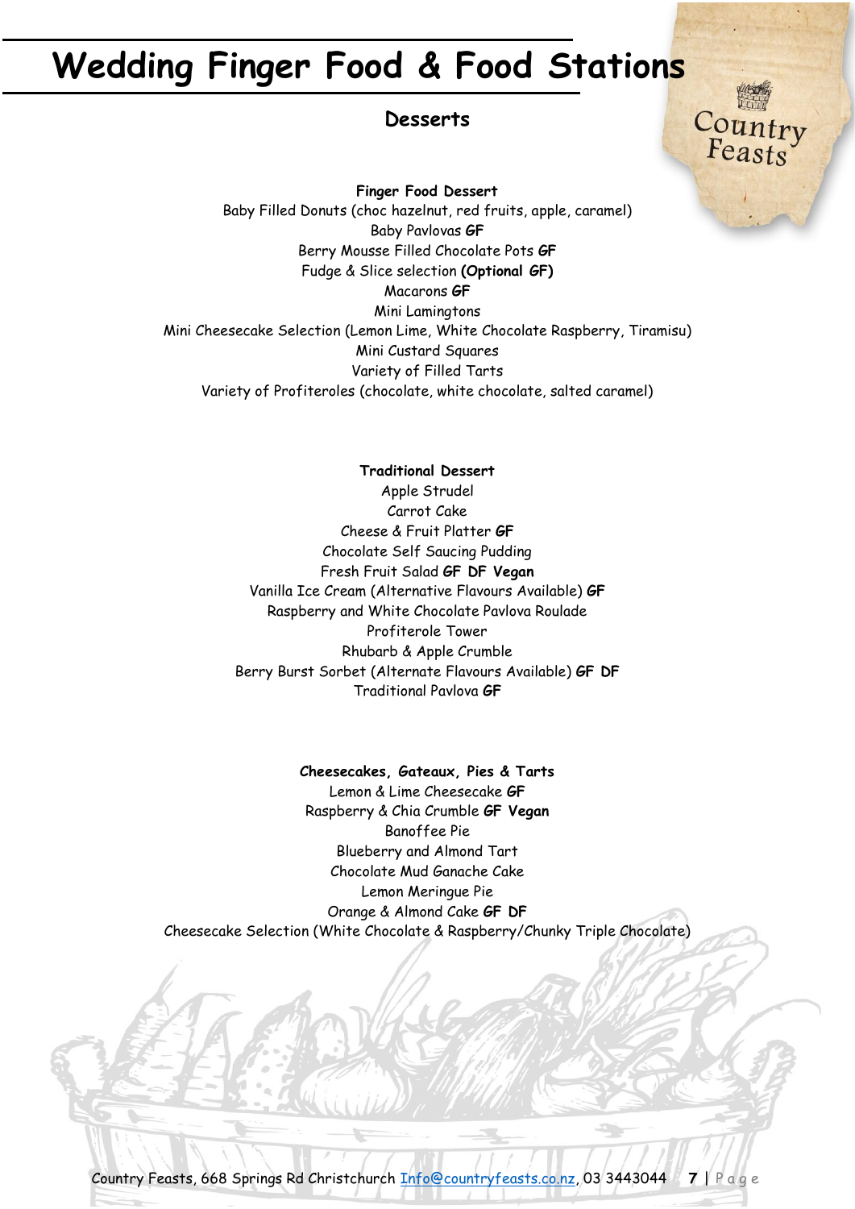# Wedding Finger Food & Food Stations

## Desserts

**Finger Food Dessert**

Baby Filled Donuts (choc hazelnut, red fruits, apple, caramel)
Baby Pavlovas **GF**
Berry Mousse Filled Chocolate Pots **GF**
Fudge & Slice selection **(Optional GF)**
Macarons **GF**
Mini Lamingtons
Mini Cheesecake Selection (Lemon Lime, White Chocolate Raspberry, Tiramisu)
Mini Custard Squares
Variety of Filled Tarts
Variety of Profiteroles (chocolate, white chocolate, salted caramel)

**Traditional Dessert**

Apple Strudel
Carrot Cake
Cheese & Fruit Platter **GF**
Chocolate Self Saucing Pudding
Fresh Fruit Salad **GF DF Vegan**
Vanilla Ice Cream (Alternative Flavours Available) **GF**
Raspberry and White Chocolate Pavlova Roulade
Profiterole Tower
Rhubarb & Apple Crumble
Berry Burst Sorbet (Alternate Flavours Available) **GF DF**
Traditional Pavlova **GF**

**Cheesecakes, Gateaux, Pies & Tarts**

Lemon & Lime Cheesecake **GF**
Raspberry & Chia Crumble **GF Vegan**
Banoffee Pie
Blueberry and Almond Tart
Chocolate Mud Ganache Cake
Lemon Meringue Pie
Orange & Almond Cake **GF DF**
Cheesecake Selection (White Chocolate & Raspberry/Chunky Triple Chocolate)

Country Feasts, 668 Springs Rd Christchurch Info@countryfeasts.co.nz, 03 3443044